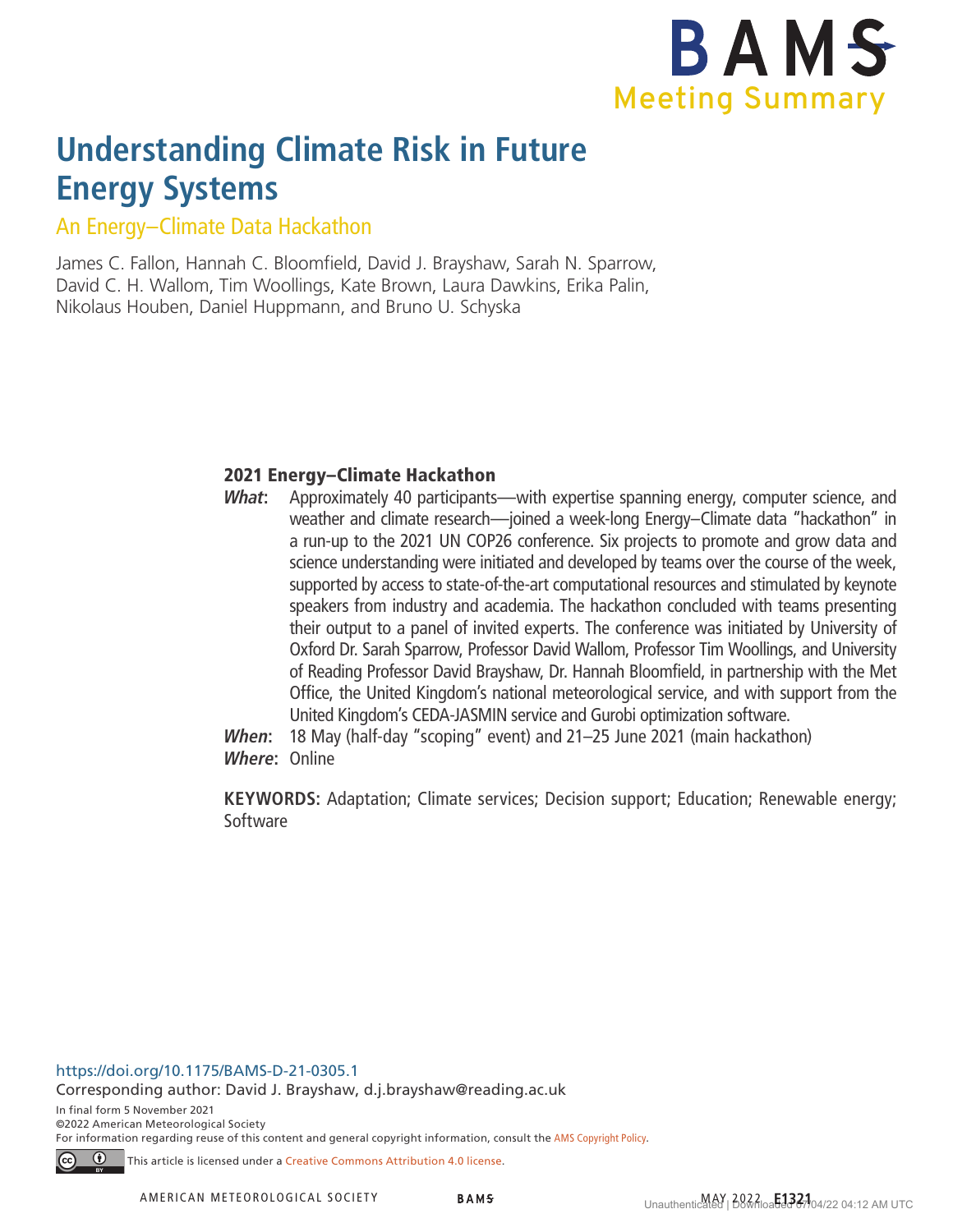# Understanding Climate Risk in Future Energy Systems

## An Energy–Climate Data Hackathon

James C. Fallon, Hannah C. Bloomfield, David J. Brayshaw, Sarah N. Sparrow, David C. H. Wallom, Tim Woollings, Kate Brown, Laura Dawkins, Erika Palin, Nikolaus Houben, Daniel Huppmann, and Bruno U. Schyska

**2021 Energy–Climate Hackathon**

***What*:** Approximately 40 participants—with expertise spanning energy, computer science, and weather and climate research—joined a week-long Energy–Climate data "hackathon" in a run-up to the 2021 UN COP26 conference. Six projects to promote and grow data and science understanding were initiated and developed by teams over the course of the week, supported by access to state-of-the-art computational resources and stimulated by keynote speakers from industry and academia. The hackathon concluded with teams presenting their output to a panel of invited experts. The conference was initiated by University of Oxford Dr. Sarah Sparrow, Professor David Wallom, Professor Tim Woollings, and University of Reading Professor David Brayshaw, Dr. Hannah Bloomfield, in partnership with the Met Office, the United Kingdom's national meteorological service, and with support from the United Kingdom's CEDA-JASMIN service and Gurobi optimization software.

***When*:** 18 May (half-day "scoping" event) and 21–25 June 2021 (main hackathon)

***Where*:** Online

**KEYWORDS:** Adaptation; Climate services; Decision support; Education; Renewable energy; Software

https://doi.org/10.1175/BAMS-D-21-0305.1

Corresponding author: David J. Brayshaw, d.j.brayshaw@reading.ac.uk

In final form 5 November 2021

©2022 American Meteorological Society

For information regarding reuse of this content and general copyright information, consult the AMS Copyright Policy.

This article is licensed under a Creative Commons Attribution 4.0 license.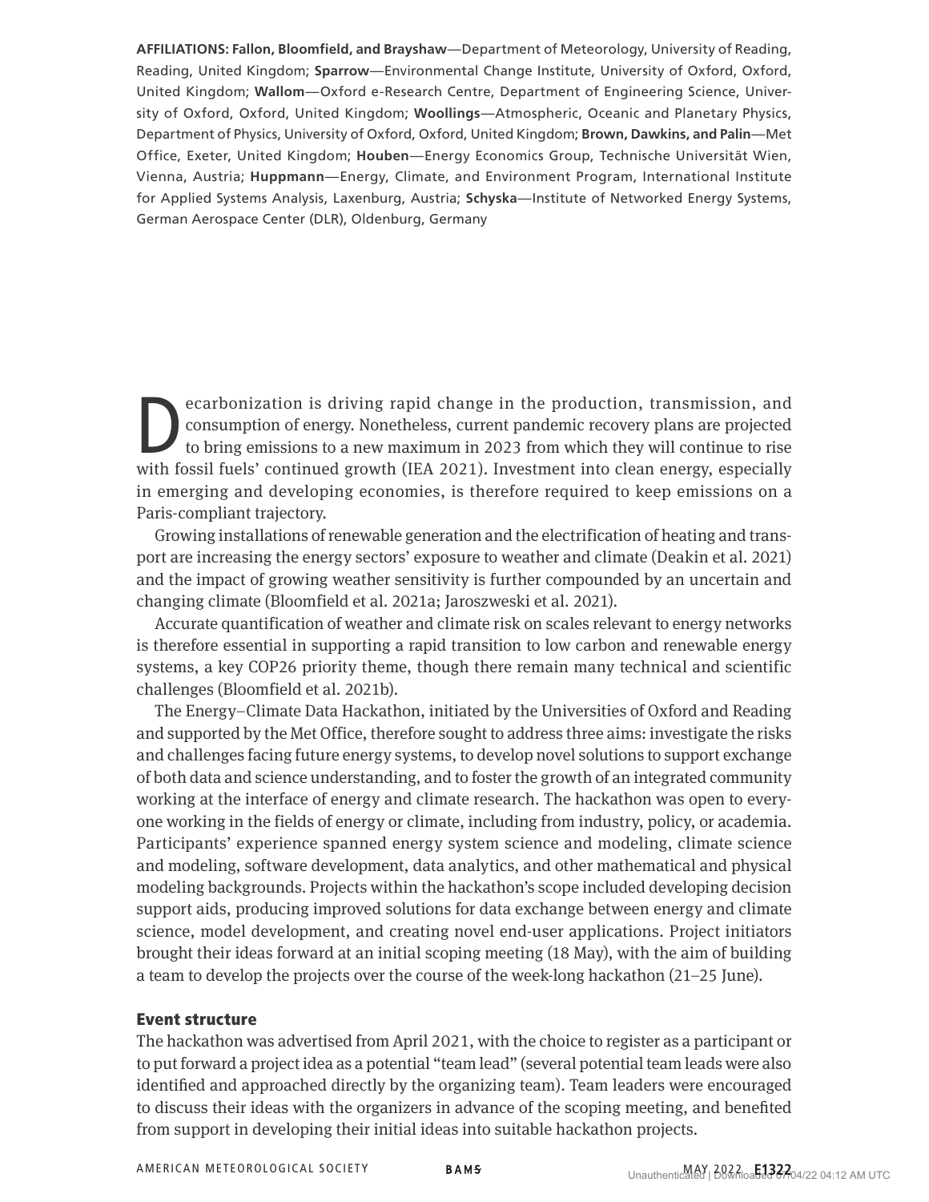**AFFILIATIONS: Fallon, Bloomfield, and Brayshaw**—Department of Meteorology, University of Reading, Reading, United Kingdom; **Sparrow**—Environmental Change Institute, University of Oxford, Oxford, United Kingdom; **Wallom**—Oxford e-Research Centre, Department of Engineering Science, University of Oxford, Oxford, United Kingdom; **Woollings**—Atmospheric, Oceanic and Planetary Physics, Department of Physics, University of Oxford, Oxford, United Kingdom; **Brown, Dawkins, and Palin**—Met Office, Exeter, United Kingdom; **Houben**—Energy Economics Group, Technische Universität Wien, Vienna, Austria; **Huppmann**—Energy, Climate, and Environment Program, International Institute for Applied Systems Analysis, Laxenburg, Austria; **Schyska**—Institute of Networked Energy Systems, German Aerospace Center (DLR), Oldenburg, Germany

Decarbonization is driving rapid change in the production, transmission, and consumption of energy. Nonetheless, current pandemic recovery plans are projected to bring emissions to a new maximum in 2023 from which they will continue to rise with fossil fuels' continued growth (IEA 2021). Investment into clean energy, especially in emerging and developing economies, is therefore required to keep emissions on a Paris-compliant trajectory.

Growing installations of renewable generation and the electrification of heating and transport are increasing the energy sectors' exposure to weather and climate (Deakin et al. 2021) and the impact of growing weather sensitivity is further compounded by an uncertain and changing climate (Bloomfield et al. 2021a; Jaroszweski et al. 2021).

Accurate quantification of weather and climate risk on scales relevant to energy networks is therefore essential in supporting a rapid transition to low carbon and renewable energy systems, a key COP26 priority theme, though there remain many technical and scientific challenges (Bloomfield et al. 2021b).

The Energy–Climate Data Hackathon, initiated by the Universities of Oxford and Reading and supported by the Met Office, therefore sought to address three aims: investigate the risks and challenges facing future energy systems, to develop novel solutions to support exchange of both data and science understanding, and to foster the growth of an integrated community working at the interface of energy and climate research. The hackathon was open to everyone working in the fields of energy or climate, including from industry, policy, or academia. Participants' experience spanned energy system science and modeling, climate science and modeling, software development, data analytics, and other mathematical and physical modeling backgrounds. Projects within the hackathon's scope included developing decision support aids, producing improved solutions for data exchange between energy and climate science, model development, and creating novel end-user applications. Project initiators brought their ideas forward at an initial scoping meeting (18 May), with the aim of building a team to develop the projects over the course of the week-long hackathon (21–25 June).

## Event structure

The hackathon was advertised from April 2021, with the choice to register as a participant or to put forward a project idea as a potential "team lead" (several potential team leads were also identified and approached directly by the organizing team). Team leaders were encouraged to discuss their ideas with the organizers in advance of the scoping meeting, and benefited from support in developing their initial ideas into suitable hackathon projects.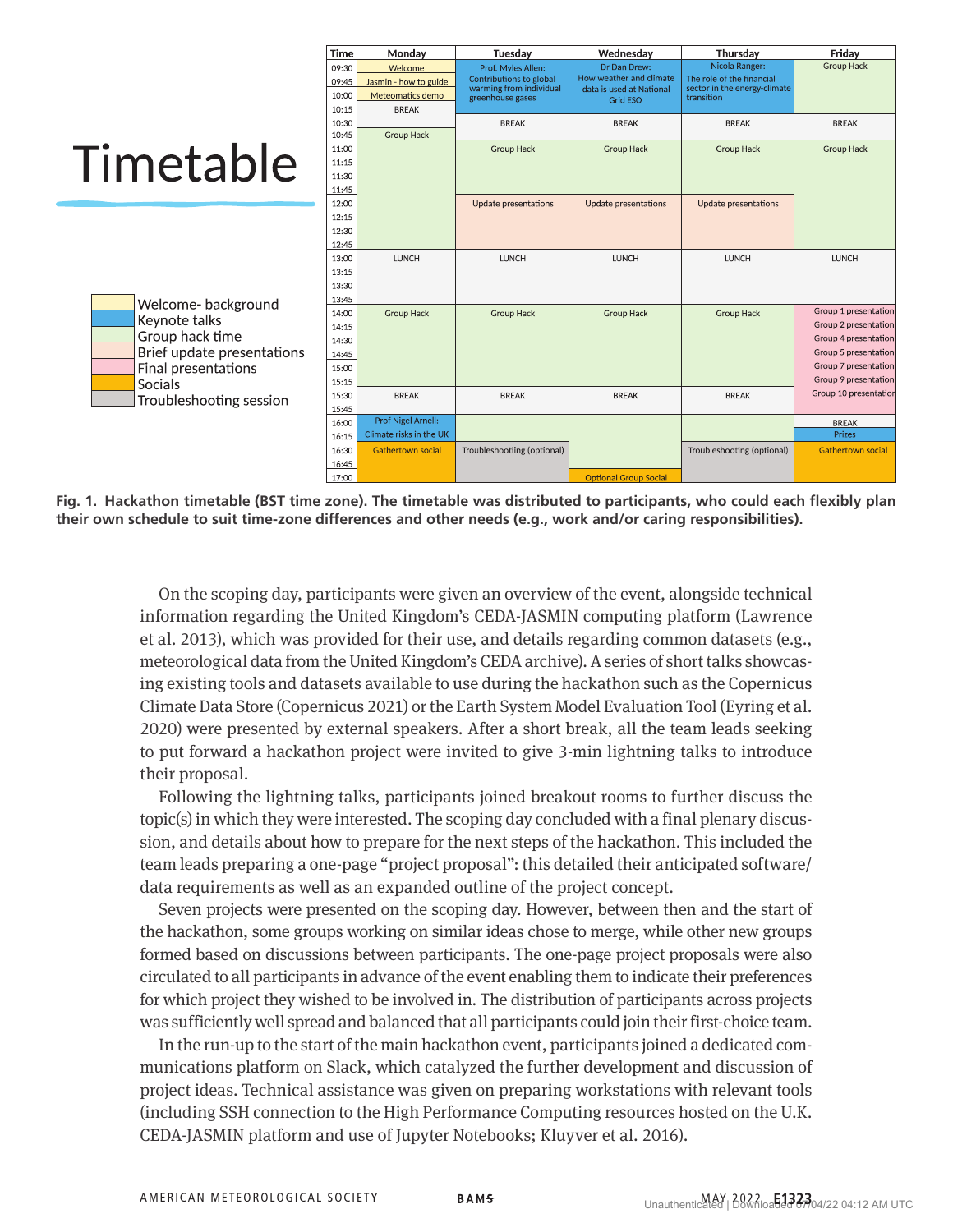# Timetable

| Time | Monday | Tuesday | Wednesday | Thursday | Friday |
|---|---|---|---|---|---|
| 09:30 | Welcome | Prof. Myles Allen: Contributions to global warming from individual greenhouse gases | Dr Dan Drew: How weather and climate data is used at National Grid ESO | Nicola Ranger: The role of the financial sector in the energy-climate transition | Group Hack |
| 09:45 | Jasmin - how to guide | | | | |
| 10:00 | Meteomatics demo | | | | |
| 10:15 | BREAK | | | | |
| 10:30 | | BREAK | BREAK | BREAK | BREAK |
| 10:45 | Group Hack | | | | |
| 11:00 | | Group Hack | Group Hack | Group Hack | Group Hack |
| 11:15 | | | | | |
| 11:30 | | | | | |
| 11:45 | | | | | |
| 12:00 | | Update presentations | Update presentations | Update presentations | |
| 12:15 | | | | | |
| 12:30 | | | | | |
| 12:45 | | | | | |
| 13:00 | LUNCH | LUNCH | LUNCH | LUNCH | LUNCH |
| 13:15 | | | | | |
| 13:30 | | | | | |
| 13:45 | | | | | |
| 14:00 | Group Hack | Group Hack | Group Hack | Group Hack | Group 1 presentation |
| 14:15 | | | | | Group 2 presentation |
| 14:30 | | | | | Group 4 presentation |
| 14:45 | | | | | Group 5 presentation |
| 15:00 | | | | | Group 7 presentation |
| 15:15 | | | | | Group 9 presentation |
| 15:30 | BREAK | BREAK | BREAK | BREAK | Group 10 presentation |
| 15:45 | | | | | |
| 16:00 | Prof Nigel Arnell: | | | | BREAK |
| 16:15 | Climate risks in the UK | | | | Prizes |
| 16:30 | Gathertown social | Troubleshootiing (optional) | | Troubleshooting (optional) | Gathertown social |
| 16:45 | | | | | |
| 17:00 | | | Optional Group Social | | |

Welcome- background
Keynote talks
Group hack time
Brief update presentations
Final presentations
Socials
Troubleshooting session

**Fig. 1. Hackathon timetable (BST time zone). The timetable was distributed to participants, who could each flexibly plan their own schedule to suit time-zone differences and other needs (e.g., work and/or caring responsibilities).**

On the scoping day, participants were given an overview of the event, alongside technical information regarding the United Kingdom's CEDA-JASMIN computing platform (Lawrence et al. 2013), which was provided for their use, and details regarding common datasets (e.g., meteorological data from the United Kingdom's CEDA archive). A series of short talks showcasing existing tools and datasets available to use during the hackathon such as the Copernicus Climate Data Store (Copernicus 2021) or the Earth System Model Evaluation Tool (Eyring et al. 2020) were presented by external speakers. After a short break, all the team leads seeking to put forward a hackathon project were invited to give 3-min lightning talks to introduce their proposal.

Following the lightning talks, participants joined breakout rooms to further discuss the topic(s) in which they were interested. The scoping day concluded with a final plenary discussion, and details about how to prepare for the next steps of the hackathon. This included the team leads preparing a one-page "project proposal": this detailed their anticipated software/data requirements as well as an expanded outline of the project concept.

Seven projects were presented on the scoping day. However, between then and the start of the hackathon, some groups working on similar ideas chose to merge, while other new groups formed based on discussions between participants. The one-page project proposals were also circulated to all participants in advance of the event enabling them to indicate their preferences for which project they wished to be involved in. The distribution of participants across projects was sufficiently well spread and balanced that all participants could join their first-choice team.

In the run-up to the start of the main hackathon event, participants joined a dedicated communications platform on Slack, which catalyzed the further development and discussion of project ideas. Technical assistance was given on preparing workstations with relevant tools (including SSH connection to the High Performance Computing resources hosted on the U.K. CEDA-JASMIN platform and use of Jupyter Notebooks; Kluyver et al. 2016).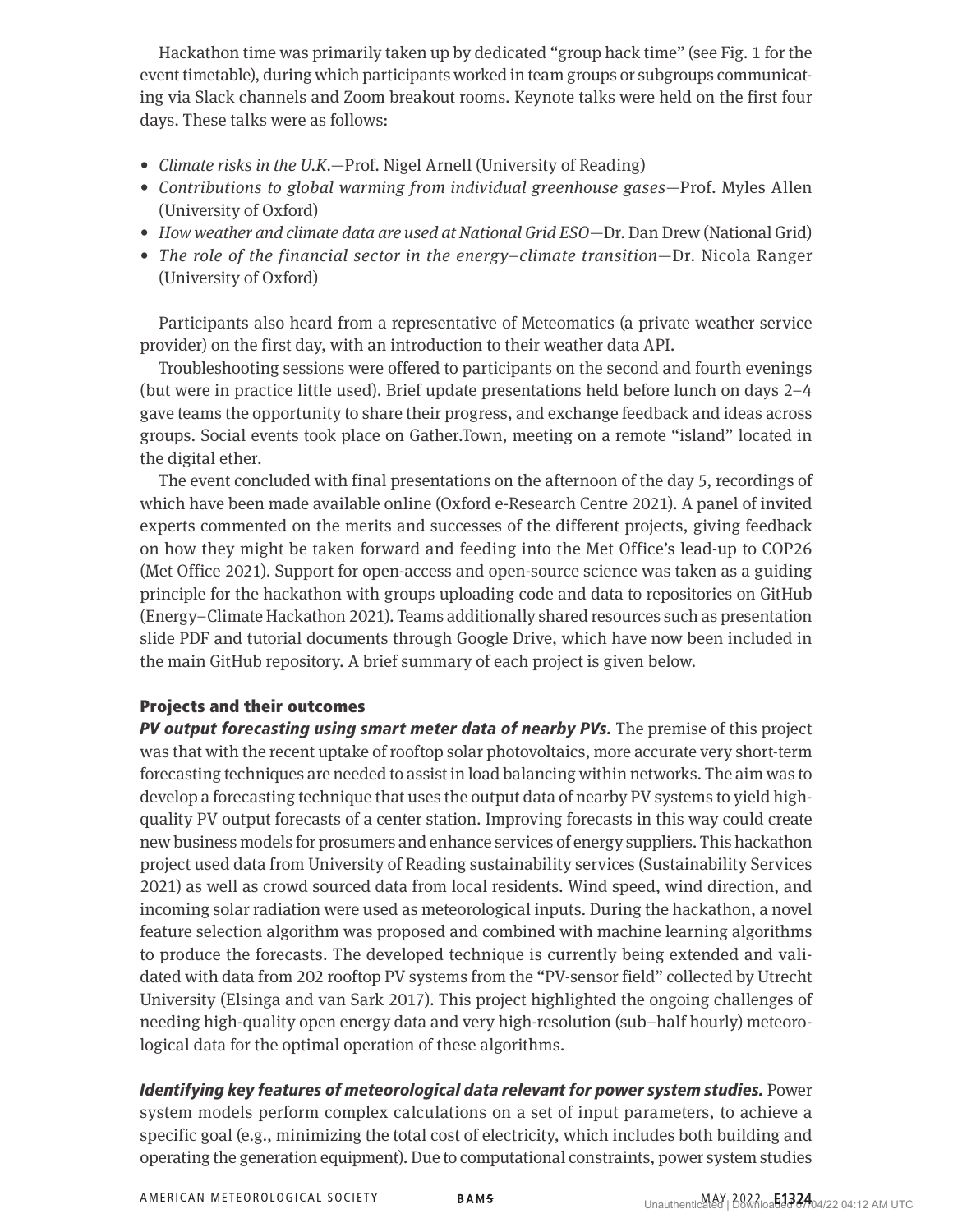Hackathon time was primarily taken up by dedicated "group hack time" (see Fig. 1 for the event timetable), during which participants worked in team groups or subgroups communicating via Slack channels and Zoom breakout rooms. Keynote talks were held on the first four days. These talks were as follows:

- *Climate risks in the U.K.*—Prof. Nigel Arnell (University of Reading)
- *Contributions to global warming from individual greenhouse gases*—Prof. Myles Allen (University of Oxford)
- *How weather and climate data are used at National Grid ESO*—Dr. Dan Drew (National Grid)
- *The role of the financial sector in the energy–climate transition*—Dr. Nicola Ranger (University of Oxford)

Participants also heard from a representative of Meteomatics (a private weather service provider) on the first day, with an introduction to their weather data API.

Troubleshooting sessions were offered to participants on the second and fourth evenings (but were in practice little used). Brief update presentations held before lunch on days 2–4 gave teams the opportunity to share their progress, and exchange feedback and ideas across groups. Social events took place on Gather.Town, meeting on a remote "island" located in the digital ether.

The event concluded with final presentations on the afternoon of the day 5, recordings of which have been made available online (Oxford e-Research Centre 2021). A panel of invited experts commented on the merits and successes of the different projects, giving feedback on how they might be taken forward and feeding into the Met Office's lead-up to COP26 (Met Office 2021). Support for open-access and open-source science was taken as a guiding principle for the hackathon with groups uploading code and data to repositories on GitHub (Energy–Climate Hackathon 2021). Teams additionally shared resources such as presentation slide PDF and tutorial documents through Google Drive, which have now been included in the main GitHub repository. A brief summary of each project is given below.

## Projects and their outcomes

***PV output forecasting using smart meter data of nearby PVs.*** The premise of this project was that with the recent uptake of rooftop solar photovoltaics, more accurate very short-term forecasting techniques are needed to assist in load balancing within networks. The aim was to develop a forecasting technique that uses the output data of nearby PV systems to yield high-quality PV output forecasts of a center station. Improving forecasts in this way could create new business models for prosumers and enhance services of energy suppliers. This hackathon project used data from University of Reading sustainability services (Sustainability Services 2021) as well as crowd sourced data from local residents. Wind speed, wind direction, and incoming solar radiation were used as meteorological inputs. During the hackathon, a novel feature selection algorithm was proposed and combined with machine learning algorithms to produce the forecasts. The developed technique is currently being extended and validated with data from 202 rooftop PV systems from the "PV-sensor field" collected by Utrecht University (Elsinga and van Sark 2017). This project highlighted the ongoing challenges of needing high-quality open energy data and very high-resolution (sub–half hourly) meteorological data for the optimal operation of these algorithms.

***Identifying key features of meteorological data relevant for power system studies.*** Power system models perform complex calculations on a set of input parameters, to achieve a specific goal (e.g., minimizing the total cost of electricity, which includes both building and operating the generation equipment). Due to computational constraints, power system studies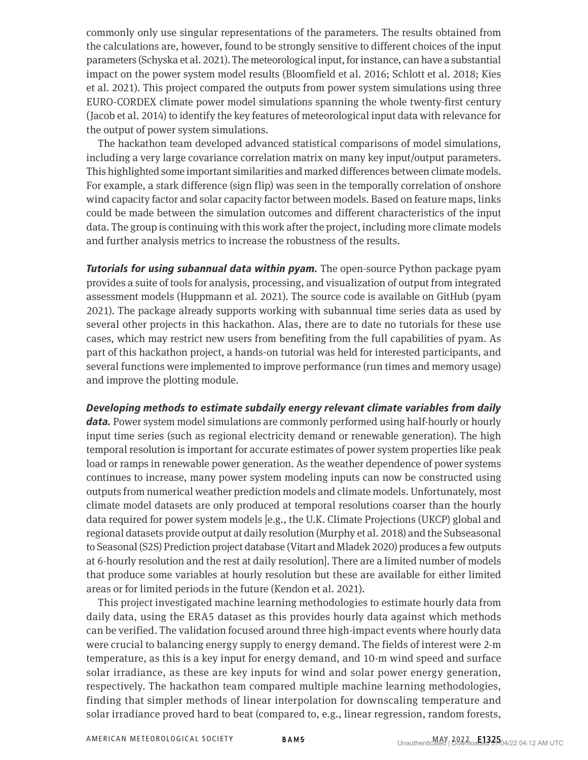commonly only use singular representations of the parameters. The results obtained from the calculations are, however, found to be strongly sensitive to different choices of the input parameters (Schyska et al. 2021). The meteorological input, for instance, can have a substantial impact on the power system model results (Bloomfield et al. 2016; Schlott et al. 2018; Kies et al. 2021). This project compared the outputs from power system simulations using three EURO-CORDEX climate power model simulations spanning the whole twenty-first century (Jacob et al. 2014) to identify the key features of meteorological input data with relevance for the output of power system simulations.

The hackathon team developed advanced statistical comparisons of model simulations, including a very large covariance correlation matrix on many key input/output parameters. This highlighted some important similarities and marked differences between climate models. For example, a stark difference (sign flip) was seen in the temporally correlation of onshore wind capacity factor and solar capacity factor between models. Based on feature maps, links could be made between the simulation outcomes and different characteristics of the input data. The group is continuing with this work after the project, including more climate models and further analysis metrics to increase the robustness of the results.

***Tutorials for using subannual data within pyam.*** The open-source Python package pyam provides a suite of tools for analysis, processing, and visualization of output from integrated assessment models (Huppmann et al. 2021). The source code is available on GitHub (pyam 2021). The package already supports working with subannual time series data as used by several other projects in this hackathon. Alas, there are to date no tutorials for these use cases, which may restrict new users from benefiting from the full capabilities of pyam. As part of this hackathon project, a hands-on tutorial was held for interested participants, and several functions were implemented to improve performance (run times and memory usage) and improve the plotting module.

***Developing methods to estimate subdaily energy relevant climate variables from daily data.*** Power system model simulations are commonly performed using half-hourly or hourly input time series (such as regional electricity demand or renewable generation). The high temporal resolution is important for accurate estimates of power system properties like peak load or ramps in renewable power generation. As the weather dependence of power systems continues to increase, many power system modeling inputs can now be constructed using outputs from numerical weather prediction models and climate models. Unfortunately, most climate model datasets are only produced at temporal resolutions coarser than the hourly data required for power system models [e.g., the U.K. Climate Projections (UKCP) global and regional datasets provide output at daily resolution (Murphy et al. 2018) and the Subseasonal to Seasonal (S2S) Prediction project database (Vitart and Mladek 2020) produces a few outputs at 6-hourly resolution and the rest at daily resolution]. There are a limited number of models that produce some variables at hourly resolution but these are available for either limited areas or for limited periods in the future (Kendon et al. 2021).

This project investigated machine learning methodologies to estimate hourly data from daily data, using the ERA5 dataset as this provides hourly data against which methods can be verified. The validation focused around three high-impact events where hourly data were crucial to balancing energy supply to energy demand. The fields of interest were 2-m temperature, as this is a key input for energy demand, and 10-m wind speed and surface solar irradiance, as these are key inputs for wind and solar power energy generation, respectively. The hackathon team compared multiple machine learning methodologies, finding that simpler methods of linear interpolation for downscaling temperature and solar irradiance proved hard to beat (compared to, e.g., linear regression, random forests,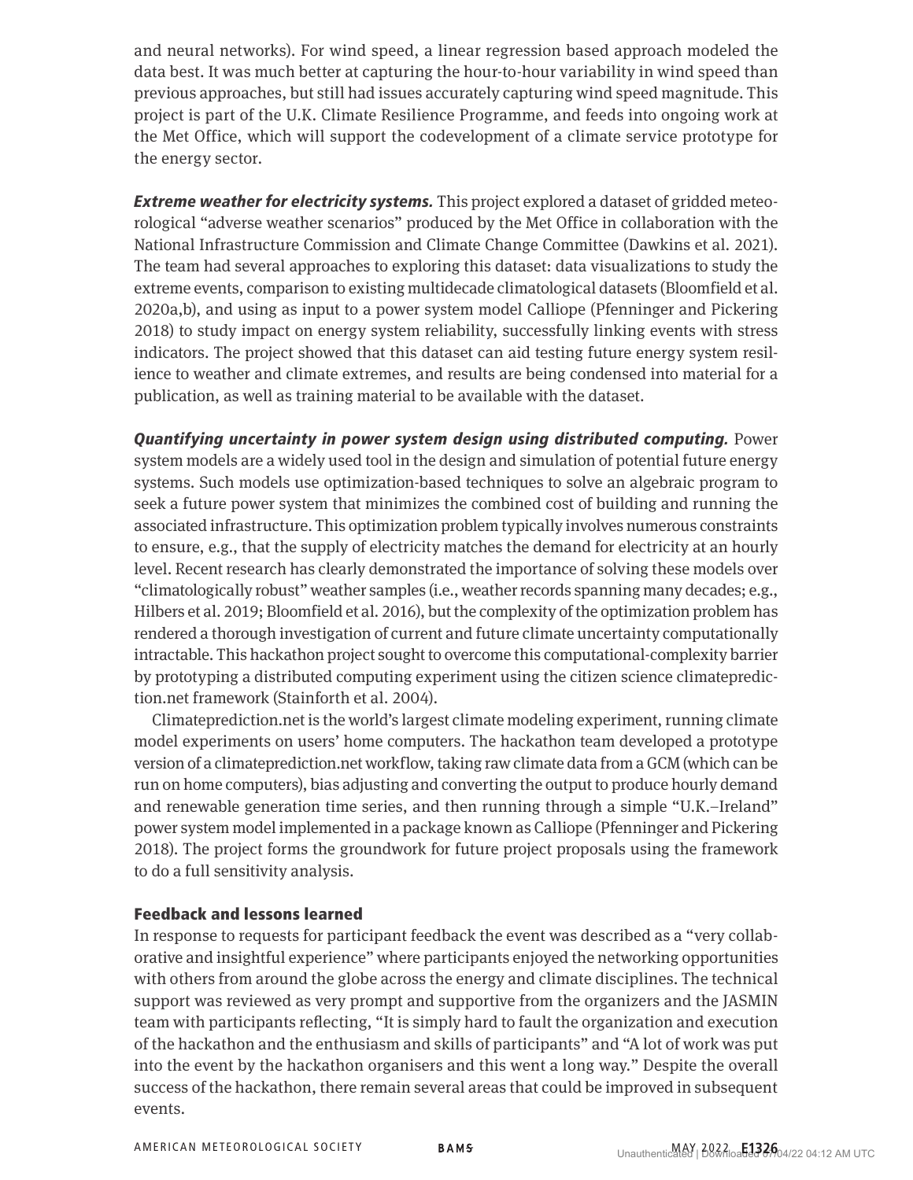and neural networks). For wind speed, a linear regression based approach modeled the data best. It was much better at capturing the hour-to-hour variability in wind speed than previous approaches, but still had issues accurately capturing wind speed magnitude. This project is part of the U.K. Climate Resilience Programme, and feeds into ongoing work at the Met Office, which will support the codevelopment of a climate service prototype for the energy sector.

***Extreme weather for electricity systems.*** This project explored a dataset of gridded meteorological "adverse weather scenarios" produced by the Met Office in collaboration with the National Infrastructure Commission and Climate Change Committee (Dawkins et al. 2021). The team had several approaches to exploring this dataset: data visualizations to study the extreme events, comparison to existing multidecade climatological datasets (Bloomfield et al. 2020a,b), and using as input to a power system model Calliope (Pfenninger and Pickering 2018) to study impact on energy system reliability, successfully linking events with stress indicators. The project showed that this dataset can aid testing future energy system resilience to weather and climate extremes, and results are being condensed into material for a publication, as well as training material to be available with the dataset.

***Quantifying uncertainty in power system design using distributed computing.*** Power system models are a widely used tool in the design and simulation of potential future energy systems. Such models use optimization-based techniques to solve an algebraic program to seek a future power system that minimizes the combined cost of building and running the associated infrastructure. This optimization problem typically involves numerous constraints to ensure, e.g., that the supply of electricity matches the demand for electricity at an hourly level. Recent research has clearly demonstrated the importance of solving these models over "climatologically robust" weather samples (i.e., weather records spanning many decades; e.g., Hilbers et al. 2019; Bloomfield et al. 2016), but the complexity of the optimization problem has rendered a thorough investigation of current and future climate uncertainty computationally intractable. This hackathon project sought to overcome this computational-complexity barrier by prototyping a distributed computing experiment using the citizen science climateprediction.net framework (Stainforth et al. 2004).

Climateprediction.net is the world's largest climate modeling experiment, running climate model experiments on users' home computers. The hackathon team developed a prototype version of a climateprediction.net workflow, taking raw climate data from a GCM (which can be run on home computers), bias adjusting and converting the output to produce hourly demand and renewable generation time series, and then running through a simple "U.K.–Ireland" power system model implemented in a package known as Calliope (Pfenninger and Pickering 2018). The project forms the groundwork for future project proposals using the framework to do a full sensitivity analysis.

## Feedback and lessons learned

In response to requests for participant feedback the event was described as a "very collaborative and insightful experience" where participants enjoyed the networking opportunities with others from around the globe across the energy and climate disciplines. The technical support was reviewed as very prompt and supportive from the organizers and the JASMIN team with participants reflecting, "It is simply hard to fault the organization and execution of the hackathon and the enthusiasm and skills of participants" and "A lot of work was put into the event by the hackathon organisers and this went a long way." Despite the overall success of the hackathon, there remain several areas that could be improved in subsequent events.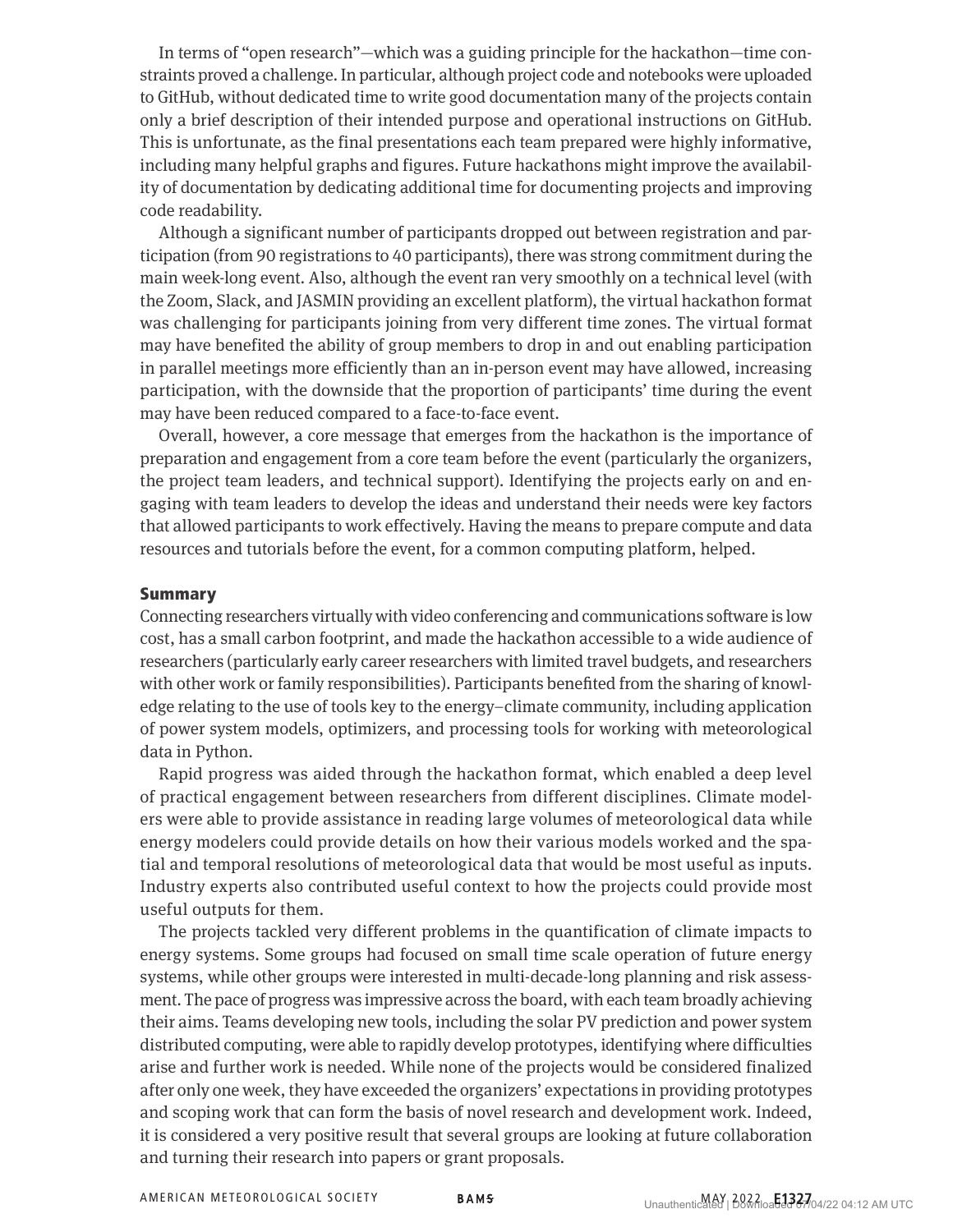In terms of "open research"—which was a guiding principle for the hackathon—time constraints proved a challenge. In particular, although project code and notebooks were uploaded to GitHub, without dedicated time to write good documentation many of the projects contain only a brief description of their intended purpose and operational instructions on GitHub. This is unfortunate, as the final presentations each team prepared were highly informative, including many helpful graphs and figures. Future hackathons might improve the availability of documentation by dedicating additional time for documenting projects and improving code readability.

Although a significant number of participants dropped out between registration and participation (from 90 registrations to 40 participants), there was strong commitment during the main week-long event. Also, although the event ran very smoothly on a technical level (with the Zoom, Slack, and JASMIN providing an excellent platform), the virtual hackathon format was challenging for participants joining from very different time zones. The virtual format may have benefited the ability of group members to drop in and out enabling participation in parallel meetings more efficiently than an in-person event may have allowed, increasing participation, with the downside that the proportion of participants' time during the event may have been reduced compared to a face-to-face event.

Overall, however, a core message that emerges from the hackathon is the importance of preparation and engagement from a core team before the event (particularly the organizers, the project team leaders, and technical support). Identifying the projects early on and engaging with team leaders to develop the ideas and understand their needs were key factors that allowed participants to work effectively. Having the means to prepare compute and data resources and tutorials before the event, for a common computing platform, helped.

## Summary

Connecting researchers virtually with video conferencing and communications software is low cost, has a small carbon footprint, and made the hackathon accessible to a wide audience of researchers (particularly early career researchers with limited travel budgets, and researchers with other work or family responsibilities). Participants benefited from the sharing of knowledge relating to the use of tools key to the energy–climate community, including application of power system models, optimizers, and processing tools for working with meteorological data in Python.

Rapid progress was aided through the hackathon format, which enabled a deep level of practical engagement between researchers from different disciplines. Climate modelers were able to provide assistance in reading large volumes of meteorological data while energy modelers could provide details on how their various models worked and the spatial and temporal resolutions of meteorological data that would be most useful as inputs. Industry experts also contributed useful context to how the projects could provide most useful outputs for them.

The projects tackled very different problems in the quantification of climate impacts to energy systems. Some groups had focused on small time scale operation of future energy systems, while other groups were interested in multi-decade-long planning and risk assessment. The pace of progress was impressive across the board, with each team broadly achieving their aims. Teams developing new tools, including the solar PV prediction and power system distributed computing, were able to rapidly develop prototypes, identifying where difficulties arise and further work is needed. While none of the projects would be considered finalized after only one week, they have exceeded the organizers' expectations in providing prototypes and scoping work that can form the basis of novel research and development work. Indeed, it is considered a very positive result that several groups are looking at future collaboration and turning their research into papers or grant proposals.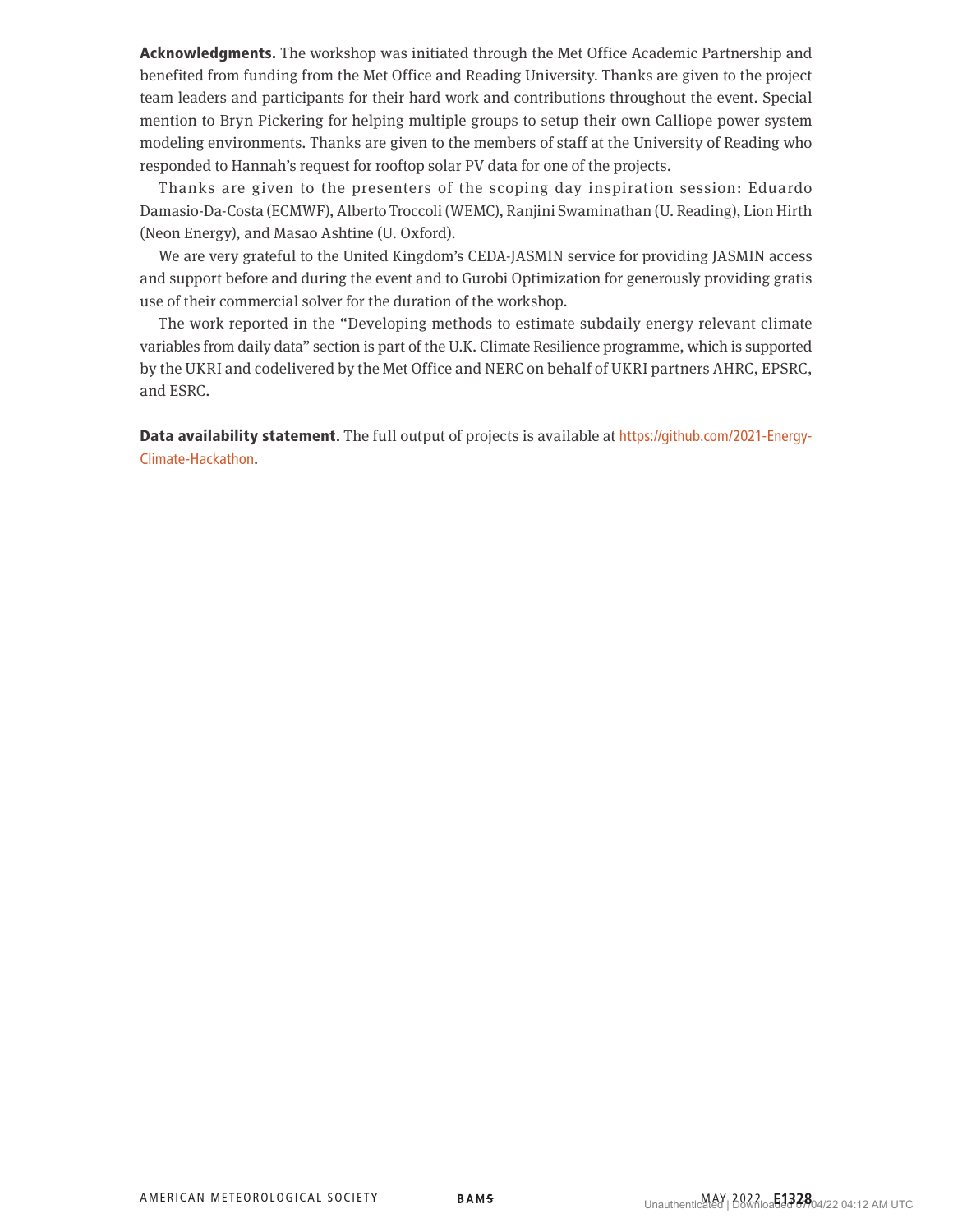**Acknowledgments.** The workshop was initiated through the Met Office Academic Partnership and benefited from funding from the Met Office and Reading University. Thanks are given to the project team leaders and participants for their hard work and contributions throughout the event. Special mention to Bryn Pickering for helping multiple groups to setup their own Calliope power system modeling environments. Thanks are given to the members of staff at the University of Reading who responded to Hannah's request for rooftop solar PV data for one of the projects.

Thanks are given to the presenters of the scoping day inspiration session: Eduardo Damasio-Da-Costa (ECMWF), Alberto Troccoli (WEMC), Ranjini Swaminathan (U. Reading), Lion Hirth (Neon Energy), and Masao Ashtine (U. Oxford).

We are very grateful to the United Kingdom's CEDA-JASMIN service for providing JASMIN access and support before and during the event and to Gurobi Optimization for generously providing gratis use of their commercial solver for the duration of the workshop.

The work reported in the "Developing methods to estimate subdaily energy relevant climate variables from daily data" section is part of the U.K. Climate Resilience programme, which is supported by the UKRI and codelivered by the Met Office and NERC on behalf of UKRI partners AHRC, EPSRC, and ESRC.

**Data availability statement.** The full output of projects is available at https://github.com/2021-Energy-Climate-Hackathon.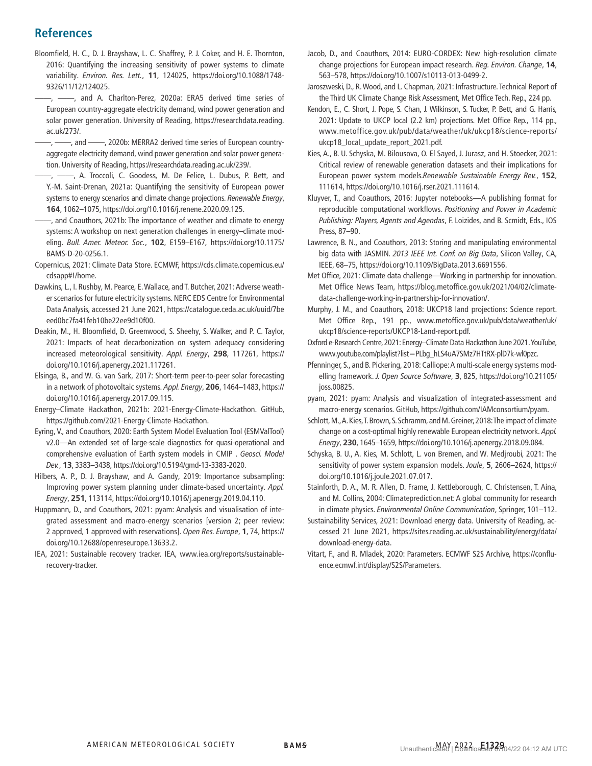## References

Bloomfield, H. C., D. J. Brayshaw, L. C. Shaffrey, P. J. Coker, and H. E. Thornton, 2016: Quantifying the increasing sensitivity of power systems to climate variability. *Environ. Res. Lett.*, **11**, 124025, https://doi.org/10.1088/1748-9326/11/12/124025.

——, ——, and A. Charlton-Perez, 2020a: ERA5 derived time series of European country-aggregate electricity demand, wind power generation and solar power generation. University of Reading, https://researchdata.reading.ac.uk/273/.

——, ——, and ——, 2020b: MERRA2 derived time series of European country-aggregate electricity demand, wind power generation and solar power generation. University of Reading, https://researchdata.reading.ac.uk/239/.

——, ——, A. Troccoli, C. Goodess, M. De Felice, L. Dubus, P. Bett, and Y.-M. Saint-Drenan, 2021a: Quantifying the sensitivity of European power systems to energy scenarios and climate change projections. *Renewable Energy*, **164**, 1062–1075, https://doi.org/10.1016/j.renene.2020.09.125.

——, and Coauthors, 2021b: The importance of weather and climate to energy systems: A workshop on next generation challenges in energy–climate modeling. *Bull. Amer. Meteor. Soc.*, **102**, E159–E167, https://doi.org/10.1175/BAMS-D-20-0256.1.

Copernicus, 2021: Climate Data Store. ECMWF, https://cds.climate.copernicus.eu/cdsapp#!/home.

Dawkins, L., I. Rushby, M. Pearce, E. Wallace, and T. Butcher, 2021: Adverse weather scenarios for future electricity systems. NERC EDS Centre for Environmental Data Analysis, accessed 21 June 2021, https://catalogue.ceda.ac.uk/uuid/7beeed0bc7fa41feb10be22ee9d10f00.

Deakin, M., H. Bloomfield, D. Greenwood, S. Sheehy, S. Walker, and P. C. Taylor, 2021: Impacts of heat decarbonization on system adequacy considering increased meteorological sensitivity. *Appl. Energy*, **298**, 117261, https://doi.org/10.1016/j.apenergy.2021.117261.

Elsinga, B., and W. G. van Sark, 2017: Short-term peer-to-peer solar forecasting in a network of photovoltaic systems. *Appl. Energy*, **206**, 1464–1483, https://doi.org/10.1016/j.apenergy.2017.09.115.

Energy–Climate Hackathon, 2021b: 2021-Energy-Climate-Hackathon. GitHub, https://github.com/2021-Energy-Climate-Hackathon.

Eyring, V., and Coauthors, 2020: Earth System Model Evaluation Tool (ESMValTool) v2.0—An extended set of large-scale diagnostics for quasi-operational and comprehensive evaluation of Earth system models in CMIP . *Geosci. Model Dev.*, **13**, 3383–3438, https://doi.org/10.5194/gmd-13-3383-2020.

Hilbers, A. P., D. J. Brayshaw, and A. Gandy, 2019: Importance subsampling: Improving power system planning under climate-based uncertainty. *Appl. Energy*, **251**, 113114, https://doi.org/10.1016/j.apenergy.2019.04.110.

Huppmann, D., and Coauthors, 2021: pyam: Analysis and visualisation of integrated assessment and macro-energy scenarios [version 2; peer review: 2 approved, 1 approved with reservations]. *Open Res. Europe*, **1**, 74, https://doi.org/10.12688/openreseurope.13633.2.

IEA, 2021: Sustainable recovery tracker. IEA, www.iea.org/reports/sustainable-recovery-tracker.

Jacob, D., and Coauthors, 2014: EURO-CORDEX: New high-resolution climate change projections for European impact research. *Reg. Environ. Change*, **14**, 563–578, https://doi.org/10.1007/s10113-013-0499-2.

Jaroszweski, D., R. Wood, and L. Chapman, 2021: Infrastructure. Technical Report of the Third UK Climate Change Risk Assessment, Met Office Tech. Rep., 224 pp.

Kendon, E., C. Short, J. Pope, S. Chan, J. Wilkinson, S. Tucker, P. Bett, and G. Harris, 2021: Update to UKCP local (2.2 km) projections. Met Office Rep., 114 pp., www.metoffice.gov.uk/pub/data/weather/uk/ukcp18/science-reports/ukcp18_local_update_report_2021.pdf.

Kies, A., B. U. Schyska, M. Bilousova, O. El Sayed, J. Jurasz, and H. Stoecker, 2021: Critical review of renewable generation datasets and their implications for European power system models.*Renewable Sustainable Energy Rev.*, **152**, 111614, https://doi.org/10.1016/j.rser.2021.111614.

Kluyver, T., and Coauthors, 2016: Jupyter notebooks—A publishing format for reproducible computational workflows. *Positioning and Power in Academic Publishing: Players, Agents and Agendas*, F. Loizides, and B. Scmidt, Eds., IOS Press, 87–90.

Lawrence, B. N., and Coauthors, 2013: Storing and manipulating environmental big data with JASMIN. *2013 IEEE Int. Conf. on Big Data*, Silicon Valley, CA, IEEE, 68–75, https://doi.org/10.1109/BigData.2013.6691556.

Met Office, 2021: Climate data challenge—Working in partnership for innovation. Met Office News Team, https://blog.metoffice.gov.uk/2021/04/02/climate-data-challenge-working-in-partnership-for-innovation/.

Murphy, J. M., and Coauthors, 2018: UKCP18 land projections: Science report. Met Office Rep., 191 pp., www.metoffice.gov.uk/pub/data/weather/uk/ukcp18/science-reports/UKCP18-Land-report.pdf.

Oxford e-Research Centre, 2021: Energy–Climate Data Hackathon June 2021. YouTube, www.youtube.com/playlist?list=PLbg_hLS4uA7SMz7HTtRX-plD7k-wl0pzc.

Pfenninger, S., and B. Pickering, 2018: Calliope: A multi-scale energy systems modelling framework. *J. Open Source Software*, **3**, 825, https://doi.org/10.21105/joss.00825.

pyam, 2021: pyam: Analysis and visualization of integrated-assessment and macro-energy scenarios. GitHub, https://github.com/IAMconsortium/pyam.

Schlott, M., A. Kies, T. Brown, S. Schramm, and M. Greiner, 2018: The impact of climate change on a cost-optimal highly renewable European electricity network. *Appl. Energy*, **230**, 1645–1659, https://doi.org/10.1016/j.apenergy.2018.09.084.

Schyska, B. U., A. Kies, M. Schlott, L. von Bremen, and W. Medjroubi, 2021: The sensitivity of power system expansion models. *Joule*, **5**, 2606–2624, https://doi.org/10.1016/j.joule.2021.07.017.

Stainforth, D. A., M. R. Allen, D. Frame, J. Kettleborough, C. Christensen, T. Aina, and M. Collins, 2004: Climateprediction.net: A global community for research in climate physics. *Environmental Online Communication*, Springer, 101–112.

Sustainability Services, 2021: Download energy data. University of Reading, accessed 21 June 2021, https://sites.reading.ac.uk/sustainability/energy/data/download-energy-data.

Vitart, F., and R. Mladek, 2020: Parameters. ECMWF S2S Archive, https://confluence.ecmwf.int/display/S2S/Parameters.